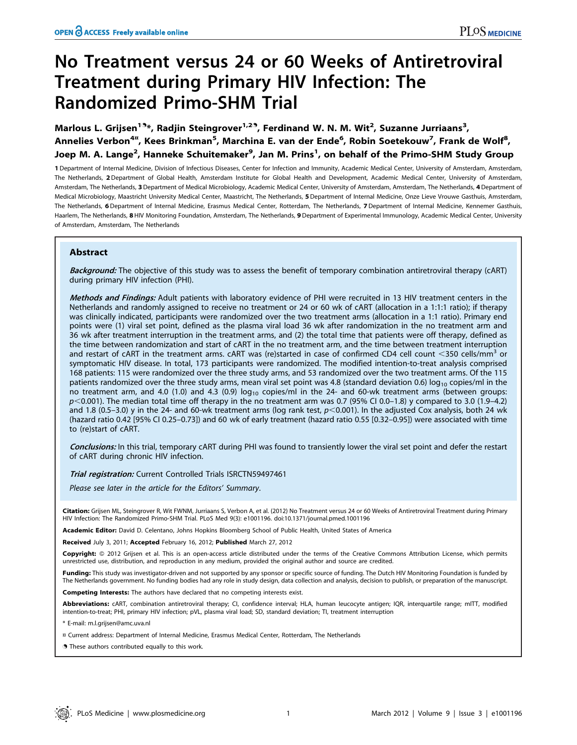# No Treatment versus 24 or 60 Weeks of Antiretroviral Treatment during Primary HIV Infection: The Randomized Primo-SHM Trial

**Marlous L. Grijsen[1]\*, Radjin Steingrover[1,2], Ferdinand W. N. M. Wit[2], Suzanne Jurriaans[3], Annelies Verbon[4¤], Kees Brinkman[5], Marchina E. van der Ende[6], Robin Soetekouw[7], Frank de Wolf[8], Joep M. A. Lange[2], Hanneke Schuitemaker[9], Jan M. Prins[1], on behalf of the Primo-SHM Study Group**

1 Department of Internal Medicine, Division of Infectious Diseases, Center for Infection and Immunity, Academic Medical Center, University of Amsterdam, Amsterdam, The Netherlands, 2 Department of Global Health, Amsterdam Institute for Global Health and Development, Academic Medical Center, University of Amsterdam, Amsterdam, The Netherlands, 3 Department of Medical Microbiology, Academic Medical Center, University of Amsterdam, Amsterdam, The Netherlands, 4 Department of Medical Microbiology, Maastricht University Medical Center, Maastricht, The Netherlands, 5 Department of Internal Medicine, Onze Lieve Vrouwe Gasthuis, Amsterdam, The Netherlands, 6 Department of Internal Medicine, Erasmus Medical Center, Rotterdam, The Netherlands, 7 Department of Internal Medicine, Kennemer Gasthuis, Haarlem, The Netherlands, 8 HIV Monitoring Foundation, Amsterdam, The Netherlands, 9 Department of Experimental Immunology, Academic Medical Center, University of Amsterdam, Amsterdam, The Netherlands

## Abstract

***Background:*** The objective of this study was to assess the benefit of temporary combination antiretroviral therapy (cART) during primary HIV infection (PHI).

***Methods and Findings:*** Adult patients with laboratory evidence of PHI were recruited in 13 HIV treatment centers in the Netherlands and randomly assigned to receive no treatment or 24 or 60 wk of cART (allocation in a 1:1:1 ratio); if therapy was clinically indicated, participants were randomized over the two treatment arms (allocation in a 1:1 ratio). Primary end points were (1) viral set point, defined as the plasma viral load 36 wk after randomization in the no treatment arm and 36 wk after treatment interruption in the treatment arms, and (2) the total time that patients were off therapy, defined as the time between randomization and start of cART in the no treatment arm, and the time between treatment interruption and restart of cART in the treatment arms. cART was (re)started in case of confirmed CD4 cell count $<350$ cells/mm$^3$ or symptomatic HIV disease. In total, 173 participants were randomized. The modified intention-to-treat analysis comprised 168 patients: 115 were randomized over the three study arms, and 53 randomized over the two treatment arms. Of the 115 patients randomized over the three study arms, mean viral set point was 4.8 (standard deviation 0.6) $\log_{10}$ copies/ml in the no treatment arm, and 4.0 (1.0) and 4.3 (0.9) $\log_{10}$ copies/ml in the 24- and 60-wk treatment arms (between groups: $p<0.001$). The median total time off therapy in the no treatment arm was 0.7 (95% CI 0.0–1.8) y compared to 3.0 (1.9–4.2) and 1.8 (0.5–3.0) y in the 24- and 60-wk treatment arms (log rank test, $p<0.001$). In the adjusted Cox analysis, both 24 wk (hazard ratio 0.42 [95% CI 0.25–0.73]) and 60 wk of early treatment (hazard ratio 0.55 [0.32–0.95]) were associated with time to (re)start of cART.

***Conclusions:*** In this trial, temporary cART during PHI was found to transiently lower the viral set point and defer the restart of cART during chronic HIV infection.

***Trial registration:*** Current Controlled Trials ISRCTN59497461

*Please see later in the article for the Editors' Summary.*

**Citation:** Grijsen ML, Steingrover R, Wit FWNM, Jurriaans S, Verbon A, et al. (2012) No Treatment versus 24 or 60 Weeks of Antiretroviral Treatment during Primary HIV Infection: The Randomized Primo-SHM Trial. PLoS Med 9(3): e1001196. doi:10.1371/journal.pmed.1001196

**Academic Editor:** David D. Celentano, Johns Hopkins Bloomberg School of Public Health, United States of America

**Received** July 3, 2011; **Accepted** February 16, 2012; **Published** March 27, 2012

**Copyright:** © 2012 Grijsen et al. This is an open-access article distributed under the terms of the Creative Commons Attribution License, which permits unrestricted use, distribution, and reproduction in any medium, provided the original author and source are credited.

**Funding:** This study was investigator-driven and not supported by any sponsor or specific source of funding. The Dutch HIV Monitoring Foundation is funded by The Netherlands government. No funding bodies had any role in study design, data collection and analysis, decision to publish, or preparation of the manuscript.

**Competing Interests:** The authors have declared that no competing interests exist.

**Abbreviations:** cART, combination antiretroviral therapy; CI, confidence interval; HLA, human leucocyte antigen; IQR, interquartile range; mITT, modified intention-to-treat; PHI, primary HIV infection; pVL, plasma viral load; SD, standard deviation; TI, treatment interruption

\* E-mail: m.l.grijsen@amc.uva.nl

¤ Current address: Department of Internal Medicine, Erasmus Medical Center, Rotterdam, The Netherlands

These authors contributed equally to this work.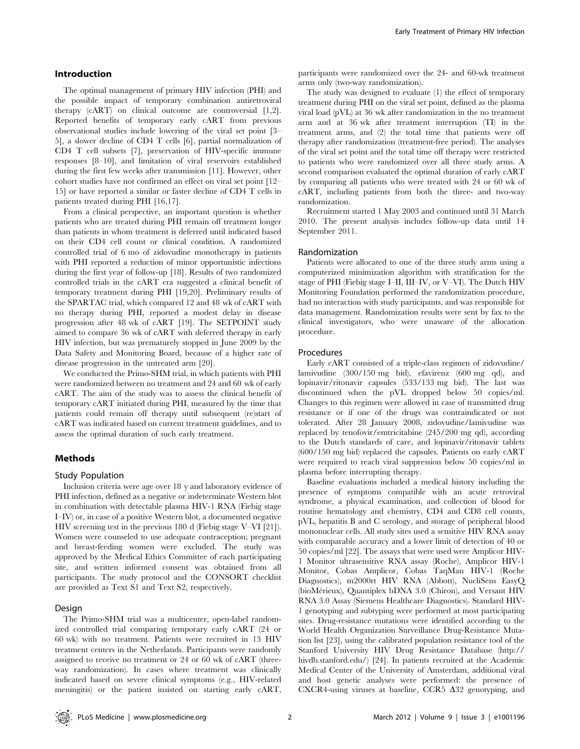## Introduction

The optimal management of primary HIV infection (PHI) and the possible impact of temporary combination antiretroviral therapy (cART) on clinical outcome are controversial [1,2]. Reported benefits of temporary early cART from previous observational studies include lowering of the viral set point [3–5], a slower decline of CD4 T cells [6], partial normalization of CD4 T cell subsets [7], preservation of HIV-specific immune responses [8–10], and limitation of viral reservoirs established during the first few weeks after transmission [11]. However, other cohort studies have not confirmed an effect on viral set point [12–15] or have reported a similar or faster decline of CD4 T cells in patients treated during PHI [16,17].

From a clinical perspective, an important question is whether patients who are treated during PHI remain off treatment longer than patients in whom treatment is deferred until indicated based on their CD4 cell count or clinical condition. A randomized controlled trial of 6 mo of zidovudine monotherapy in patients with PHI reported a reduction of minor opportunistic infections during the first year of follow-up [18]. Results of two randomized controlled trials in the cART era suggested a clinical benefit of temporary treatment during PHI [19,20]. Preliminary results of the SPARTAC trial, which compared 12 and 48 wk of cART with no therapy during PHI, reported a modest delay in disease progression after 48 wk of cART [19]. The SETPOINT study aimed to compare 36 wk of cART with deferred therapy in early HIV infection, but was prematurely stopped in June 2009 by the Data Safety and Monitoring Board, because of a higher rate of disease progression in the untreated arm [20].

We conducted the Primo-SHM trial, in which patients with PHI were randomized between no treatment and 24 and 60 wk of early cART. The aim of the study was to assess the clinical benefit of temporary cART initiated during PHI, measured by the time that patients could remain off therapy until subsequent (re)start of cART was indicated based on current treatment guidelines, and to assess the optimal duration of such early treatment.

## Methods

### Study Population

Inclusion criteria were age over 18 y and laboratory evidence of PHI infection, defined as a negative or indeterminate Western blot in combination with detectable plasma HIV-1 RNA (Fiebig stage I–IV) or, in case of a positive Western blot, a documented negative HIV screening test in the previous 180 d (Fiebig stage V–VI [21]). Women were counseled to use adequate contraception; pregnant and breast-feeding women were excluded. The study was approved by the Medical Ethics Committee of each participating site, and written informed consent was obtained from all participants. The study protocol and the CONSORT checklist are provided as Text S1 and Text S2, respectively.

### Design

The Primo-SHM trial was a multicenter, open-label randomized controlled trial comparing temporary early cART (24 or 60 wk) with no treatment. Patients were recruited in 13 HIV treatment centers in the Netherlands. Participants were randomly assigned to receive no treatment or 24 or 60 wk of cART (three-way randomization). In cases where treatment was clinically indicated based on severe clinical symptoms (e.g., HIV-related meningitis) or the patient insisted on starting early cART, participants were randomized over the 24- and 60-wk treatment arms only (two-way randomization).

The study was designed to evaluate (1) the effect of temporary treatment during PHI on the viral set point, defined as the plasma viral load (pVL) at 36 wk after randomization in the no treatment arm and at 36 wk after treatment interruption (TI) in the treatment arms, and (2) the total time that patients were off therapy after randomization (treatment-free period). The analyses of the viral set point and the total time off therapy were restricted to patients who were randomized over all three study arms. A second comparison evaluated the optimal duration of early cART by comparing all patients who were treated with 24 or 60 wk of cART, including patients from both the three- and two-way randomization.

Recruitment started 1 May 2003 and continued until 31 March 2010. The present analysis includes follow-up data until 14 September 2011.

### Randomization

Patients were allocated to one of the three study arms using a computerized minimization algorithm with stratification for the stage of PHI (Fiebig stage I–II, III–IV, or V–VI). The Dutch HIV Monitoring Foundation performed the randomization procedure, had no interaction with study participants, and was responsible for data management. Randomization results were sent by fax to the clinical investigators, who were unaware of the allocation procedure.

### Procedures

Early cART consisted of a triple-class regimen of zidovudine/lamivudine (300/150 mg bid), efavirenz (600 mg qd), and lopinavir/ritonavir capsules (533/133 mg bid). The last was discontinued when the pVL dropped below 50 copies/ml. Changes to this regimen were allowed in case of transmitted drug resistance or if one of the drugs was contraindicated or not tolerated. After 28 January 2008, zidovudine/lamivudine was replaced by tenofovir/emtricitabine (245/200 mg qd), according to the Dutch standards of care, and lopinavir/ritonavir tablets (600/150 mg bid) replaced the capsules. Patients on early cART were required to reach viral suppression below 50 copies/ml in plasma before interrupting therapy.

Baseline evaluations included a medical history including the presence of symptoms compatible with an acute retroviral syndrome, a physical examination, and collection of blood for routine hematology and chemistry, CD4 and CD8 cell counts, pVL, hepatitis B and C serology, and storage of peripheral blood mononuclear cells. All study sites used a sensitive HIV RNA assay with comparable accuracy and a lower limit of detection of 40 or 50 copies/ml [22]. The assays that were used were Amplicor HIV-1 Monitor ultrasensitive RNA assay (Roche), Amplicor HIV-1 Monitor, Cobas Amplicor, Cobas TaqMan HIV-1 (Roche Diagnostics), m2000rt HIV RNA (Abbott), NucliSens EasyQ (bioMérieux), Quantiplex bDNA 3.0 (Chiron), and Versant HIV RNA 3.0 Assay (Siemens Healthcare Diagnostics). Standard HIV-1 genotyping and subtyping were performed at most participating sites. Drug-resistance mutations were identified according to the World Health Organization Surveillance Drug-Resistance Mutation list [23], using the calibrated population resistance tool of the Stanford University HIV Drug Resistance Database (http://hivdb.stanford.edu/) [24]. In patients recruited at the Academic Medical Center of the University of Amsterdam, additional viral and host genetic analyses were performed: the presence of CXCR4-using viruses at baseline, CCR5 Δ32 genotyping, and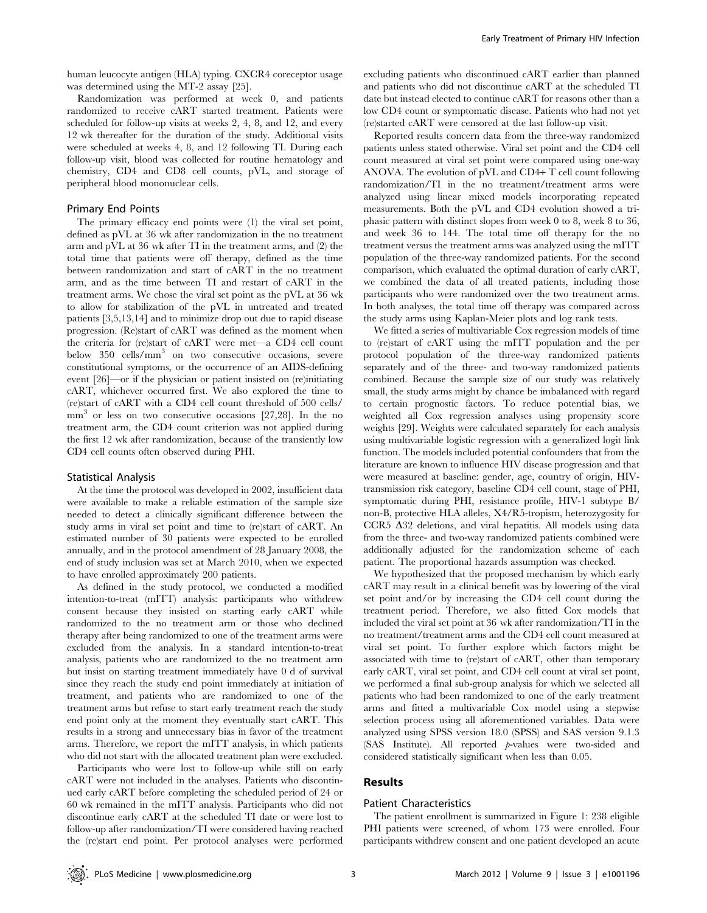human leucocyte antigen (HLA) typing. CXCR4 coreceptor usage was determined using the MT-2 assay [25].

Randomization was performed at week 0, and patients randomized to receive cART started treatment. Patients were scheduled for follow-up visits at weeks 2, 4, 8, and 12, and every 12 wk thereafter for the duration of the study. Additional visits were scheduled at weeks 4, 8, and 12 following TI. During each follow-up visit, blood was collected for routine hematology and chemistry, CD4 and CD8 cell counts, pVL, and storage of peripheral blood mononuclear cells.

### Primary End Points

The primary efficacy end points were (1) the viral set point, defined as pVL at 36 wk after randomization in the no treatment arm and pVL at 36 wk after TI in the treatment arms, and (2) the total time that patients were off therapy, defined as the time between randomization and start of cART in the no treatment arm, and as the time between TI and restart of cART in the treatment arms. We chose the viral set point as the pVL at 36 wk to allow for stabilization of the pVL in untreated and treated patients [3,5,13,14] and to minimize drop out due to rapid disease progression. (Re)start of cART was defined as the moment when the criteria for (re)start of cART were met—a CD4 cell count below 350 cells/mm$^3$ on two consecutive occasions, severe constitutional symptoms, or the occurrence of an AIDS-defining event [26]—or if the physician or patient insisted on (re)initiating cART, whichever occurred first. We also explored the time to (re)start of cART with a CD4 cell count threshold of 500 cells/mm$^3$ or less on two consecutive occasions [27,28]. In the no treatment arm, the CD4 count criterion was not applied during the first 12 wk after randomization, because of the transiently low CD4 cell counts often observed during PHI.

### Statistical Analysis

At the time the protocol was developed in 2002, insufficient data were available to make a reliable estimation of the sample size needed to detect a clinically significant difference between the study arms in viral set point and time to (re)start of cART. An estimated number of 30 patients were expected to be enrolled annually, and in the protocol amendment of 28 January 2008, the end of study inclusion was set at March 2010, when we expected to have enrolled approximately 200 patients.

As defined in the study protocol, we conducted a modified intention-to-treat (mITT) analysis: participants who withdrew consent because they insisted on starting early cART while randomized to the no treatment arm or those who declined therapy after being randomized to one of the treatment arms were excluded from the analysis. In a standard intention-to-treat analysis, patients who are randomized to the no treatment arm but insist on starting treatment immediately have 0 d of survival since they reach the study end point immediately at initiation of treatment, and patients who are randomized to one of the treatment arms but refuse to start early treatment reach the study end point only at the moment they eventually start cART. This results in a strong and unnecessary bias in favor of the treatment arms. Therefore, we report the mITT analysis, in which patients who did not start with the allocated treatment plan were excluded.

Participants who were lost to follow-up while still on early cART were not included in the analyses. Patients who discontinued early cART before completing the scheduled period of 24 or 60 wk remained in the mITT analysis. Participants who did not discontinue early cART at the scheduled TI date or were lost to follow-up after randomization/TI were considered having reached the (re)start end point. Per protocol analyses were performed excluding patients who discontinued cART earlier than planned and patients who did not discontinue cART at the scheduled TI date but instead elected to continue cART for reasons other than a low CD4 count or symptomatic disease. Patients who had not yet (re)started cART were censored at the last follow-up visit.

Reported results concern data from the three-way randomized patients unless stated otherwise. Viral set point and the CD4 cell count measured at viral set point were compared using one-way ANOVA. The evolution of pVL and CD4+ T cell count following randomization/TI in the no treatment/treatment arms were analyzed using linear mixed models incorporating repeated measurements. Both the pVL and CD4 evolution showed a triphasic pattern with distinct slopes from week 0 to 8, week 8 to 36, and week 36 to 144. The total time off therapy for the no treatment versus the treatment arms was analyzed using the mITT population of the three-way randomized patients. For the second comparison, which evaluated the optimal duration of early cART, we combined the data of all treated patients, including those participants who were randomized over the two treatment arms. In both analyses, the total time off therapy was compared across the study arms using Kaplan-Meier plots and log rank tests.

We fitted a series of multivariable Cox regression models of time to (re)start of cART using the mITT population and the per protocol population of the three-way randomized patients separately and of the three- and two-way randomized patients combined. Because the sample size of our study was relatively small, the study arms might by chance be imbalanced with regard to certain prognostic factors. To reduce potential bias, we weighted all Cox regression analyses using propensity score weights [29]. Weights were calculated separately for each analysis using multivariable logistic regression with a generalized logit link function. The models included potential confounders that from the literature are known to influence HIV disease progression and that were measured at baseline: gender, age, country of origin, HIV-transmission risk category, baseline CD4 cell count, stage of PHI, symptomatic during PHI, resistance profile, HIV-1 subtype B/non-B, protective HLA alleles, X4/R5-tropism, heterozygosity for CCR5 $\Delta 32$ deletions, and viral hepatitis. All models using data from the three- and two-way randomized patients combined were additionally adjusted for the randomization scheme of each patient. The proportional hazards assumption was checked.

We hypothesized that the proposed mechanism by which early cART may result in a clinical benefit was by lowering of the viral set point and/or by increasing the CD4 cell count during the treatment period. Therefore, we also fitted Cox models that included the viral set point at 36 wk after randomization/TI in the no treatment/treatment arms and the CD4 cell count measured at viral set point. To further explore which factors might be associated with time to (re)start of cART, other than temporary early cART, viral set point, and CD4 cell count at viral set point, we performed a final sub-group analysis for which we selected all patients who had been randomized to one of the early treatment arms and fitted a multivariable Cox model using a stepwise selection process using all aforementioned variables. Data were analyzed using SPSS version 18.0 (SPSS) and SAS version 9.1.3 (SAS Institute). All reported $p$-values were two-sided and considered statistically significant when less than 0.05.

## Results

### Patient Characteristics

The patient enrollment is summarized in Figure 1: 238 eligible PHI patients were screened, of whom 173 were enrolled. Four participants withdrew consent and one patient developed an acute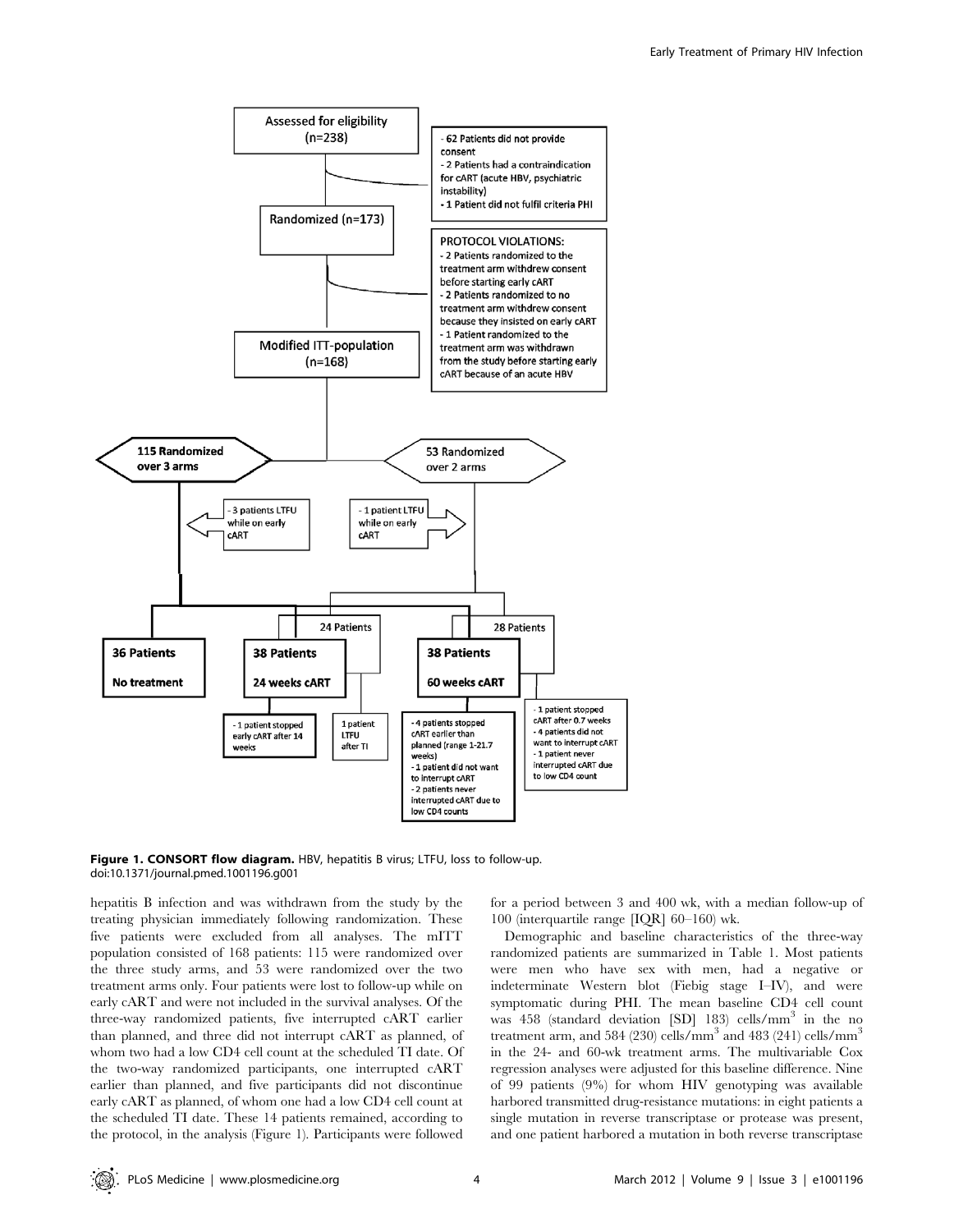**Figure 1. CONSORT flow diagram.** HBV, hepatitis B virus; LTFU, loss to follow-up.
doi:10.1371/journal.pmed.1001196.g001

hepatitis B infection and was withdrawn from the study by the treating physician immediately following randomization. These five patients were excluded from all analyses. The mITT population consisted of 168 patients: 115 were randomized over the three study arms, and 53 were randomized over the two treatment arms only. Four patients were lost to follow-up while on early cART and were not included in the survival analyses. Of the three-way randomized patients, five interrupted cART earlier than planned, and three did not interrupt cART as planned, of whom two had a low CD4 cell count at the scheduled TI date. Of the two-way randomized participants, one interrupted cART earlier than planned, and five participants did not discontinue early cART as planned, of whom one had a low CD4 cell count at the scheduled TI date. These 14 patients remained, according to the protocol, in the analysis (Figure 1). Participants were followed for a period between 3 and 400 wk, with a median follow-up of 100 (interquartile range [IQR] 60–160) wk.

Demographic and baseline characteristics of the three-way randomized patients are summarized in Table 1. Most patients were men who have sex with men, had a negative or indeterminate Western blot (Fiebig stage I–IV), and were symptomatic during PHI. The mean baseline CD4 cell count was 458 (standard deviation [SD] 183) cells/mm$^3$ in the no treatment arm, and 584 (230) cells/mm$^3$ and 483 (241) cells/mm$^3$ in the 24- and 60-wk treatment arms. The multivariable Cox regression analyses were adjusted for this baseline difference. Nine of 99 patients (9%) for whom HIV genotyping was available harbored transmitted drug-resistance mutations: in eight patients a single mutation in reverse transcriptase or protease was present, and one patient harbored a mutation in both reverse transcriptase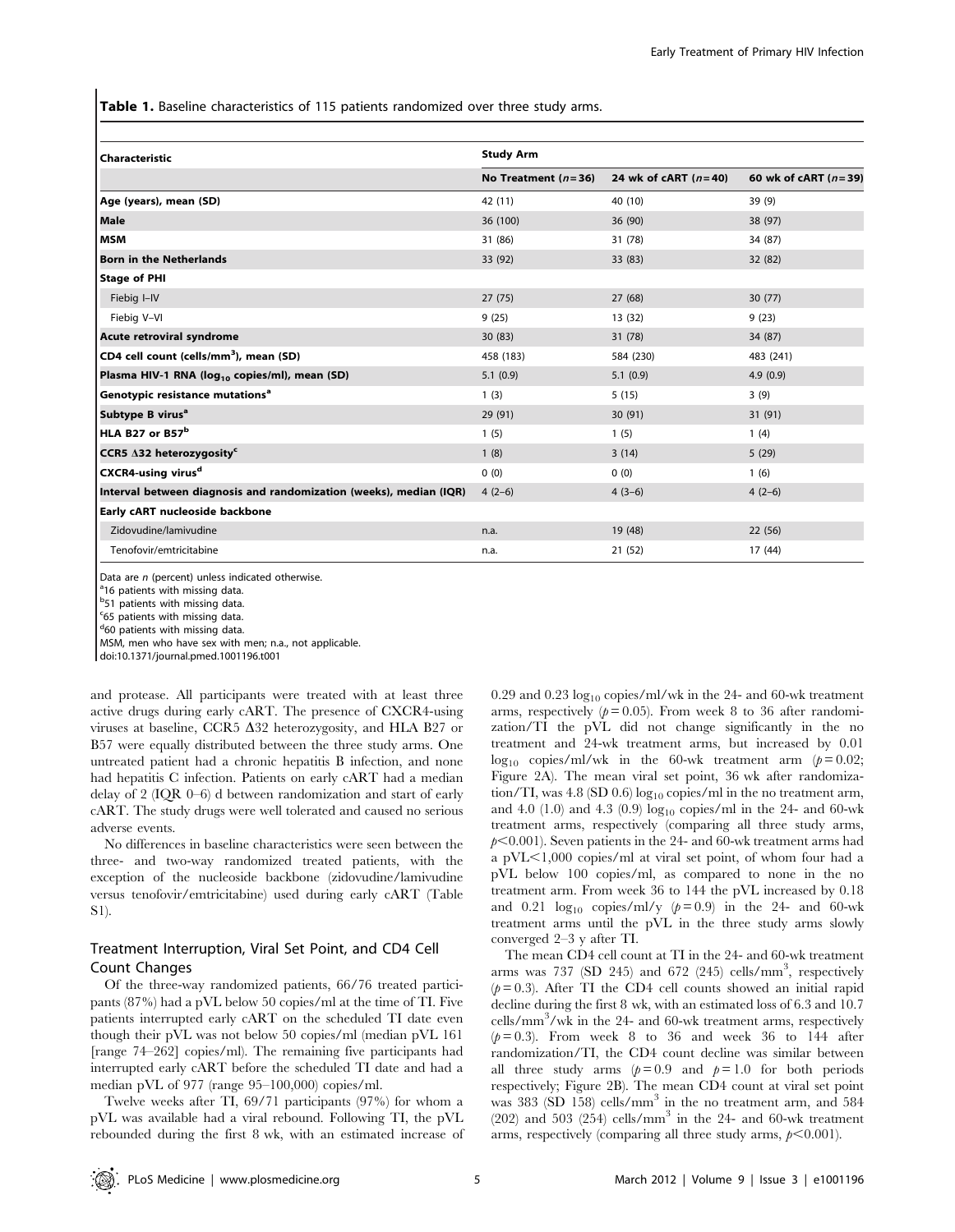**Table 1.** Baseline characteristics of 115 patients randomized over three study arms.

| Characteristic | Study Arm | | |
|---|---|---|---|
| | No Treatment ($n$ = 36) | 24 wk of cART ($n$ = 40) | 60 wk of cART ($n$ = 39) |
| **Age (years), mean (SD)** | 42 (11) | 40 (10) | 39 (9) |
| **Male** | 36 (100) | 36 (90) | 38 (97) |
| **MSM** | 31 (86) | 31 (78) | 34 (87) |
| **Born in the Netherlands** | 33 (92) | 33 (83) | 32 (82) |
| **Stage of PHI** | | | |
| Fiebig I–IV | 27 (75) | 27 (68) | 30 (77) |
| Fiebig V–VI | 9 (25) | 13 (32) | 9 (23) |
| **Acute retroviral syndrome** | 30 (83) | 31 (78) | 34 (87) |
| **CD4 cell count (cells/mm$^3$), mean (SD)** | 458 (183) | 584 (230) | 483 (241) |
| **Plasma HIV-1 RNA ($\log_{10}$ copies/ml), mean (SD)** | 5.1 (0.9) | 5.1 (0.9) | 4.9 (0.9) |
| **Genotypic resistance mutations[a]** | 1 (3) | 5 (15) | 3 (9) |
| **Subtype B virus[a]** | 29 (91) | 30 (91) | 31 (91) |
| **HLA B27 or B57[b]** | 1 (5) | 1 (5) | 1 (4) |
| **CCR5 Δ32 heterozygosity[c]** | 1 (8) | 3 (14) | 5 (29) |
| **CXCR4-using virus[d]** | 0 (0) | 0 (0) | 1 (6) |
| **Interval between diagnosis and randomization (weeks), median (IQR)** | 4 (2–6) | 4 (3–6) | 4 (2–6) |
| **Early cART nucleoside backbone** | | | |
| Zidovudine/lamivudine | n.a. | 19 (48) | 22 (56) |
| Tenofovir/emtricitabine | n.a. | 21 (52) | 17 (44) |

Data are *n* (percent) unless indicated otherwise.
[a]16 patients with missing data.
[b]51 patients with missing data.
[c]65 patients with missing data.
[d]60 patients with missing data.
MSM, men who have sex with men; n.a., not applicable.
doi:10.1371/journal.pmed.1001196.t001

and protease. All participants were treated with at least three active drugs during early cART. The presence of CXCR4-using viruses at baseline, CCR5 Δ32 heterozygosity, and HLA B27 or B57 were equally distributed between the three study arms. One untreated patient had a chronic hepatitis B infection, and none had hepatitis C infection. Patients on early cART had a median delay of 2 (IQR 0–6) d between randomization and start of early cART. The study drugs were well tolerated and caused no serious adverse events.

No differences in baseline characteristics were seen between the three- and two-way randomized treated patients, with the exception of the nucleoside backbone (zidovudine/lamivudine versus tenofovir/emtricitabine) used during early cART (Table S1).

## Treatment Interruption, Viral Set Point, and CD4 Cell Count Changes

Of the three-way randomized patients, 66/76 treated participants (87%) had a pVL below 50 copies/ml at the time of TI. Five patients interrupted early cART on the scheduled TI date even though their pVL was not below 50 copies/ml (median pVL 161 [range 74–262] copies/ml). The remaining five participants had interrupted early cART before the scheduled TI date and had a median pVL of 977 (range 95–100,000) copies/ml.

Twelve weeks after TI, 69/71 participants (97%) for whom a pVL was available had a viral rebound. Following TI, the pVL rebounded during the first 8 wk, with an estimated increase of 0.29 and 0.23 $\log_{10}$ copies/ml/wk in the 24- and 60-wk treatment arms, respectively ($p = 0.05$). From week 8 to 36 after randomization/TI the pVL did not change significantly in the no treatment and 24-wk treatment arms, but increased by 0.01 $\log_{10}$ copies/ml/wk in the 60-wk treatment arm ($p = 0.02$; Figure 2A). The mean viral set point, 36 wk after randomization/TI, was 4.8 (SD 0.6) $\log_{10}$ copies/ml in the no treatment arm, and 4.0 (1.0) and 4.3 (0.9) $\log_{10}$ copies/ml in the 24- and 60-wk treatment arms, respectively (comparing all three study arms, $p < 0.001$). Seven patients in the 24- and 60-wk treatment arms had a pVL<1,000 copies/ml at viral set point, of whom four had a pVL below 100 copies/ml, as compared to none in the no treatment arm. From week 36 to 144 the pVL increased by 0.18 and 0.21 $\log_{10}$ copies/ml/y ($p = 0.9$) in the 24- and 60-wk treatment arms until the pVL in the three study arms slowly converged 2–3 y after TI.

The mean CD4 cell count at TI in the 24- and 60-wk treatment arms was 737 (SD 245) and 672 (245) cells/mm$^3$, respectively ($p = 0.3$). After TI the CD4 cell counts showed an initial rapid decline during the first 8 wk, with an estimated loss of 6.3 and 10.7 cells/mm$^3$/wk in the 24- and 60-wk treatment arms, respectively ($p = 0.3$). From week 8 to 36 and week 36 to 144 after randomization/TI, the CD4 count decline was similar between all three study arms ($p = 0.9$ and $p = 1.0$ for both periods respectively; Figure 2B). The mean CD4 count at viral set point was 383 (SD 158) cells/mm$^3$ in the no treatment arm, and 584 (202) and 503 (254) cells/mm$^3$ in the 24- and 60-wk treatment arms, respectively (comparing all three study arms, $p < 0.001$).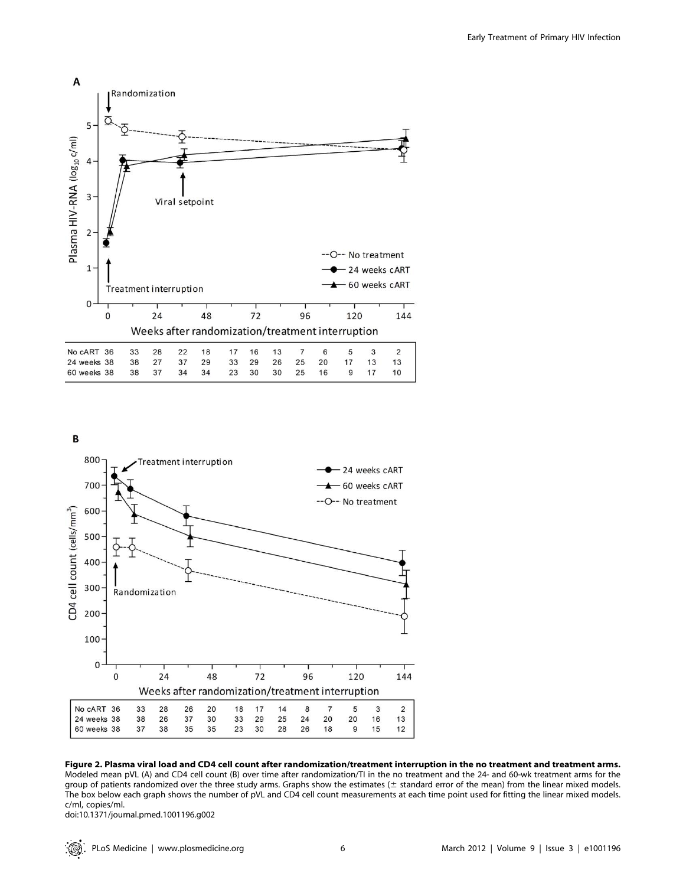**A**

| No cART | 36 | 33 | 28 | 22 | 18 | 17 | 16 | 13 | 7 | 6 | 5 | 3 | 2 |
|---|---|---|---|---|---|---|---|---|---|---|---|---|---|
| 24 weeks | 38 | 38 | 27 | 37 | 29 | 33 | 29 | 26 | 25 | 20 | 17 | 13 | 13 |
| 60 weeks | 38 | 38 | 37 | 34 | 34 | 23 | 30 | 30 | 25 | 16 | 9 | 17 | 10 |

**B**

| No cART | 36 | 33 | 28 | 26 | 20 | 18 | 17 | 14 | 8 | 7 | 5 | 3 | 2 |
|---|---|---|---|---|---|---|---|---|---|---|---|---|---|
| 24 weeks | 38 | 38 | 26 | 37 | 30 | 33 | 29 | 25 | 24 | 20 | 20 | 16 | 13 |
| 60 weeks | 38 | 37 | 38 | 35 | 35 | 23 | 30 | 28 | 26 | 18 | 9 | 15 | 12 |

**Figure 2. Plasma viral load and CD4 cell count after randomization/treatment interruption in the no treatment and treatment arms.** Modeled mean pVL (A) and CD4 cell count (B) over time after randomization/TI in the no treatment and the 24- and 60-wk treatment arms for the group of patients randomized over the three study arms. Graphs show the estimates (± standard error of the mean) from the linear mixed models. The box below each graph shows the number of pVL and CD4 cell count measurements at each time point used for fitting the linear mixed models. c/ml, copies/ml.

doi:10.1371/journal.pmed.1001196.g002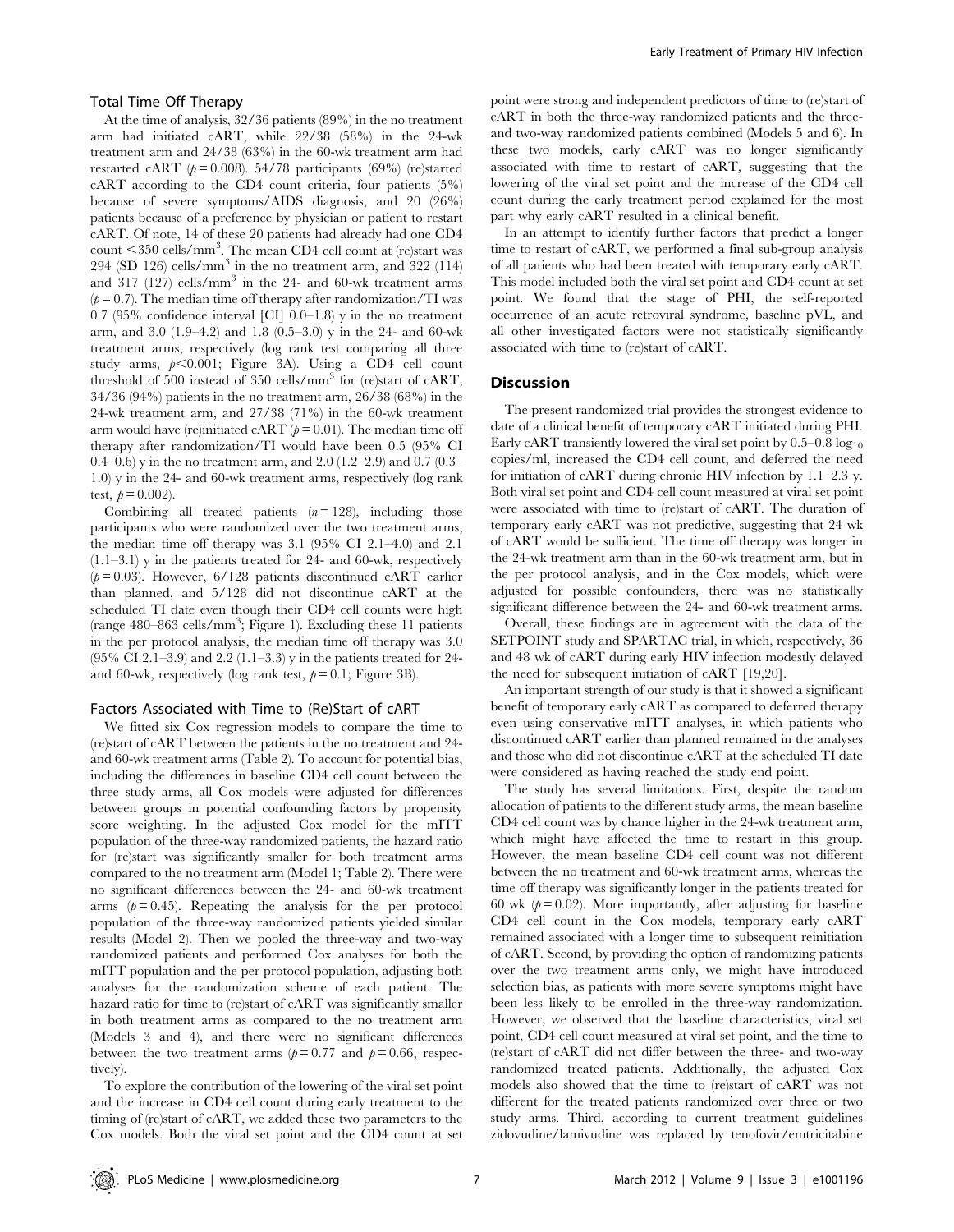### Total Time Off Therapy

At the time of analysis, 32/36 patients (89%) in the no treatment arm had initiated cART, while 22/38 (58%) in the 24-wk treatment arm and 24/38 (63%) in the 60-wk treatment arm had restarted cART ($p = 0.008$). 54/78 participants (69%) (re)started cART according to the CD4 count criteria, four patients (5%) because of severe symptoms/AIDS diagnosis, and 20 (26%) patients because of a preference by physician or patient to restart cART. Of note, 14 of these 20 patients had already had one CD4 count <350 cells/mm$^3$. The mean CD4 cell count at (re)start was 294 (SD 126) cells/mm$^3$ in the no treatment arm, and 322 (114) and 317 (127) cells/mm$^3$ in the 24- and 60-wk treatment arms ($p = 0.7$). The median time off therapy after randomization/TI was 0.7 (95% confidence interval [CI] 0.0–1.8) y in the no treatment arm, and 3.0 (1.9–4.2) and 1.8 (0.5–3.0) y in the 24- and 60-wk treatment arms, respectively (log rank test comparing all three study arms, $p < 0.001$; Figure 3A). Using a CD4 cell count threshold of 500 instead of 350 cells/mm$^3$ for (re)start of cART, 34/36 (94%) patients in the no treatment arm, 26/38 (68%) in the 24-wk treatment arm, and 27/38 (71%) in the 60-wk treatment arm would have (re)initiated cART ($p = 0.01$). The median time off therapy after randomization/TI would have been 0.5 (95% CI 0.4–0.6) y in the no treatment arm, and 2.0 (1.2–2.9) and 0.7 (0.3–1.0) y in the 24- and 60-wk treatment arms, respectively (log rank test, $p = 0.002$).

Combining all treated patients ($n = 128$), including those participants who were randomized over the two treatment arms, the median time off therapy was 3.1 (95% CI 2.1–4.0) and 2.1 (1.1–3.1) y in the patients treated for 24- and 60-wk, respectively ($p = 0.03$). However, 6/128 patients discontinued cART earlier than planned, and 5/128 did not discontinue cART at the scheduled TI date even though their CD4 cell counts were high (range 480–863 cells/mm$^3$; Figure 1). Excluding these 11 patients in the per protocol analysis, the median time off therapy was 3.0 (95% CI 2.1–3.9) and 2.2 (1.1–3.3) y in the patients treated for 24- and 60-wk, respectively (log rank test, $p = 0.1$; Figure 3B).

### Factors Associated with Time to (Re)Start of cART

We fitted six Cox regression models to compare the time to (re)start of cART between the patients in the no treatment and 24- and 60-wk treatment arms (Table 2). To account for potential bias, including the differences in baseline CD4 cell count between the three study arms, all Cox models were adjusted for differences between groups in potential confounding factors by propensity score weighting. In the adjusted Cox model for the mITT population of the three-way randomized patients, the hazard ratio for (re)start was significantly smaller for both treatment arms compared to the no treatment arm (Model 1; Table 2). There were no significant differences between the 24- and 60-wk treatment arms ($p = 0.45$). Repeating the analysis for the per protocol population of the three-way randomized patients yielded similar results (Model 2). Then we pooled the three-way and two-way randomized patients and performed Cox analyses for both the mITT population and the per protocol population, adjusting both analyses for the randomization scheme of each patient. The hazard ratio for time to (re)start of cART was significantly smaller in both treatment arms as compared to the no treatment arm (Models 3 and 4), and there were no significant differences between the two treatment arms ($p = 0.77$ and $p = 0.66$, respectively).

To explore the contribution of the lowering of the viral set point and the increase in CD4 cell count during early treatment to the timing of (re)start of cART, we added these two parameters to the Cox models. Both the viral set point and the CD4 count at set point were strong and independent predictors of time to (re)start of cART in both the three-way randomized patients and the three- and two-way randomized patients combined (Models 5 and 6). In these two models, early cART was no longer significantly associated with time to restart of cART, suggesting that the lowering of the viral set point and the increase of the CD4 cell count during the early treatment period explained for the most part why early cART resulted in a clinical benefit.

In an attempt to identify further factors that predict a longer time to restart of cART, we performed a final sub-group analysis of all patients who had been treated with temporary early cART. This model included both the viral set point and CD4 count at set point. We found that the stage of PHI, the self-reported occurrence of an acute retroviral syndrome, baseline pVL, and all other investigated factors were not statistically significantly associated with time to (re)start of cART.

## Discussion

The present randomized trial provides the strongest evidence to date of a clinical benefit of temporary cART initiated during PHI. Early cART transiently lowered the viral set point by 0.5–0.8 $\log_{10}$ copies/ml, increased the CD4 cell count, and deferred the need for initiation of cART during chronic HIV infection by 1.1–2.3 y. Both viral set point and CD4 cell count measured at viral set point were associated with time to (re)start of cART. The duration of temporary early cART was not predictive, suggesting that 24 wk of cART would be sufficient. The time off therapy was longer in the 24-wk treatment arm than in the 60-wk treatment arm, but in the per protocol analysis, and in the Cox models, which were adjusted for possible confounders, there was no statistically significant difference between the 24- and 60-wk treatment arms.

Overall, these findings are in agreement with the data of the SETPOINT study and SPARTAC trial, in which, respectively, 36 and 48 wk of cART during early HIV infection modestly delayed the need for subsequent initiation of cART [19,20].

An important strength of our study is that it showed a significant benefit of temporary early cART as compared to deferred therapy even using conservative mITT analyses, in which patients who discontinued cART earlier than planned remained in the analyses and those who did not discontinue cART at the scheduled TI date were considered as having reached the study end point.

The study has several limitations. First, despite the random allocation of patients to the different study arms, the mean baseline CD4 cell count was by chance higher in the 24-wk treatment arm, which might have affected the time to restart in this group. However, the mean baseline CD4 cell count was not different between the no treatment and 60-wk treatment arms, whereas the time off therapy was significantly longer in the patients treated for 60 wk ($p = 0.02$). More importantly, after adjusting for baseline CD4 cell count in the Cox models, temporary early cART remained associated with a longer time to subsequent reinitiation of cART. Second, by providing the option of randomizing patients over the two treatment arms only, we might have introduced selection bias, as patients with more severe symptoms might have been less likely to be enrolled in the three-way randomization. However, we observed that the baseline characteristics, viral set point, CD4 cell count measured at viral set point, and the time to (re)start of cART did not differ between the three- and two-way randomized treated patients. Additionally, the adjusted Cox models also showed that the time to (re)start of cART was not different for the treated patients randomized over three or two study arms. Third, according to current treatment guidelines zidovudine/lamivudine was replaced by tenofovir/emtricitabine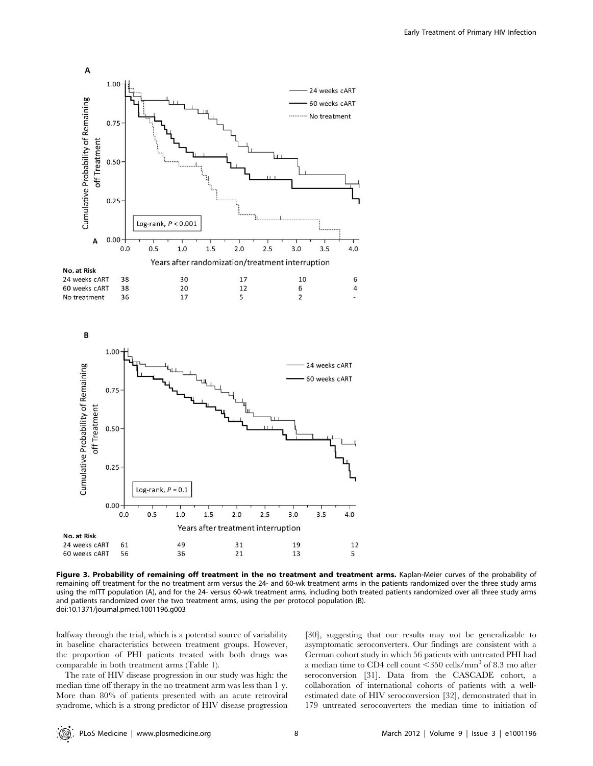**Figure 3. Probability of remaining off treatment in the no treatment and treatment arms.** Kaplan-Meier curves of the probability of remaining off treatment for the no treatment arm versus the 24- and 60-wk treatment arms in the patients randomized over the three study arms using the mITT population (A), and for the 24- versus 60-wk treatment arms, including both treated patients randomized over all three study arms and patients randomized over the two treatment arms, using the per protocol population (B).
doi:10.1371/journal.pmed.1001196.g003

halfway through the trial, which is a potential source of variability in baseline characteristics between treatment groups. However, the proportion of PHI patients treated with both drugs was comparable in both treatment arms (Table 1).

The rate of HIV disease progression in our study was high: the median time off therapy in the no treatment arm was less than 1 y. More than 80% of patients presented with an acute retroviral syndrome, which is a strong predictor of HIV disease progression [30], suggesting that our results may not be generalizable to asymptomatic seroconverters. Our findings are consistent with a German cohort study in which 56 patients with untreated PHI had a median time to CD4 cell count <350 cells/mm$^3$ of 8.3 mo after seroconversion [31]. Data from the CASCADE cohort, a collaboration of international cohorts of patients with a well-estimated date of HIV seroconversion [32], demonstrated that in 179 untreated seroconverters the median time to initiation of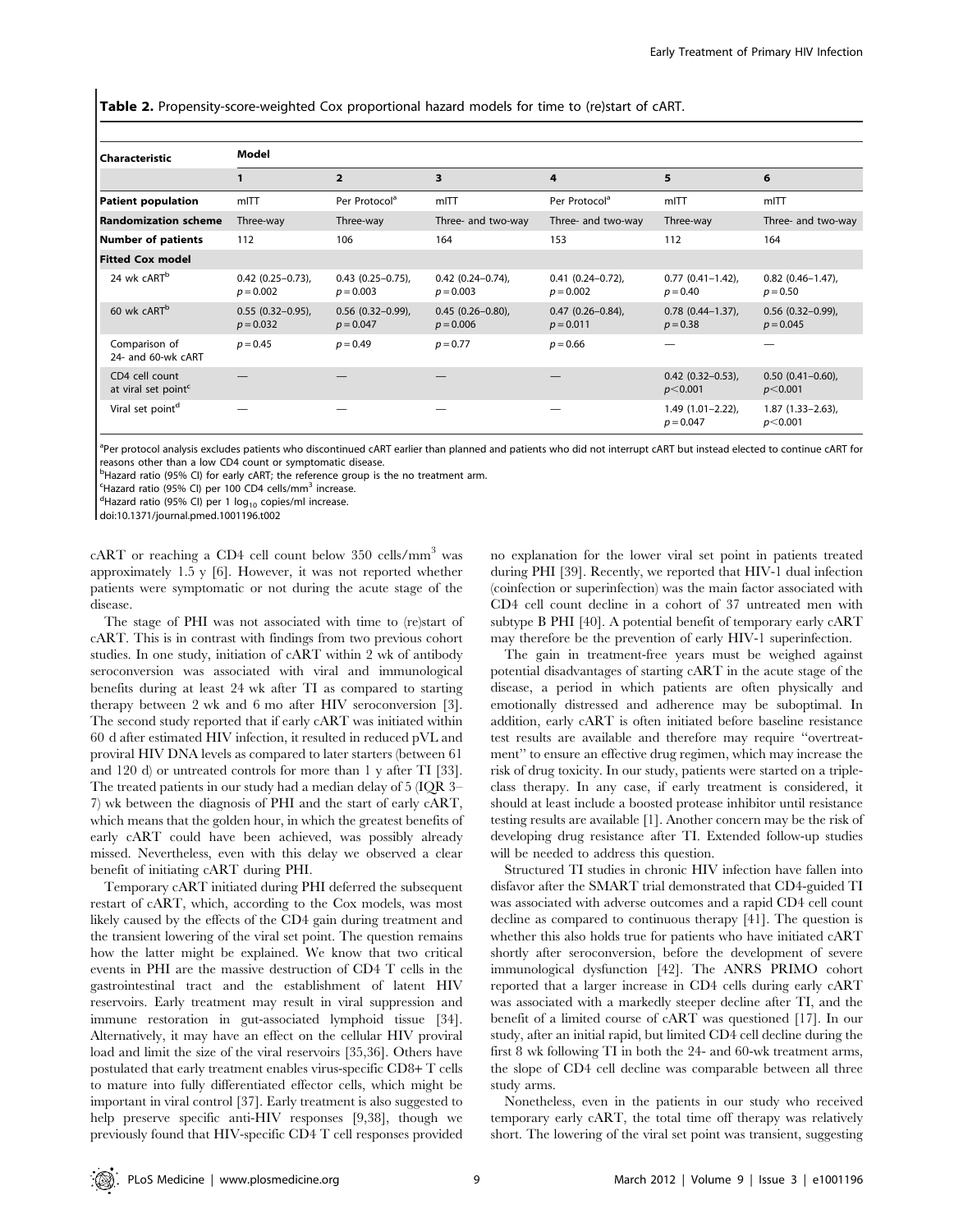**Table 2.** Propensity-score-weighted Cox proportional hazard models for time to (re)start of cART.

| Characteristic | Model | | | | | |
|---|---|---|---|---|---|---|
| | 1 | 2 | 3 | 4 | 5 | 6 |
| **Patient population** | mITT | Per Protocol[a] | mITT | Per Protocol[a] | mITT | mITT |
| **Randomization scheme** | Three-way | Three-way | Three- and two-way | Three- and two-way | Three-way | Three- and two-way |
| **Number of patients** | 112 | 106 | 164 | 153 | 112 | 164 |
| **Fitted Cox model** | | | | | | |
| 24 wk cART[b] | 0.42 (0.25–0.73), $p=0.002$ | 0.43 (0.25–0.75), $p=0.003$ | 0.42 (0.24–0.74), $p=0.003$ | 0.41 (0.24–0.72), $p=0.002$ | 0.77 (0.41–1.42), $p=0.40$ | 0.82 (0.46–1.47), $p=0.50$ |
| 60 wk cART[b] | 0.55 (0.32–0.95), $p=0.032$ | 0.56 (0.32–0.99), $p=0.047$ | 0.45 (0.26–0.80), $p=0.006$ | 0.47 (0.26–0.84), $p=0.011$ | 0.78 (0.44–1.37), $p=0.38$ | 0.56 (0.32–0.99), $p=0.045$ |
| Comparison of 24- and 60-wk cART | $p=0.45$ | $p=0.49$ | $p=0.77$ | $p=0.66$ | — | — |
| CD4 cell count at viral set point[c] | — | — | — | — | 0.42 (0.32–0.53), $p<0.001$ | 0.50 (0.41–0.60), $p<0.001$ |
| Viral set point[d] | — | — | — | — | 1.49 (1.01–2.22), $p=0.047$ | 1.87 (1.33–2.63), $p<0.001$ |

[a]Per protocol analysis excludes patients who discontinued cART earlier than planned and patients who did not interrupt cART but instead elected to continue cART for reasons other than a low CD4 count or symptomatic disease.
[b]Hazard ratio (95% CI) for early cART; the reference group is the no treatment arm.
[c]Hazard ratio (95% CI) per 100 CD4 cells/mm$^3$ increase.
[d]Hazard ratio (95% CI) per 1 $\log_{10}$ copies/ml increase.
doi:10.1371/journal.pmed.1001196.t002

cART or reaching a CD4 cell count below 350 cells/mm$^3$ was approximately 1.5 y [6]. However, it was not reported whether patients were symptomatic or not during the acute stage of the disease.

The stage of PHI was not associated with time to (re)start of cART. This is in contrast with findings from two previous cohort studies. In one study, initiation of cART within 2 wk of antibody seroconversion was associated with viral and immunological benefits during at least 24 wk after TI as compared to starting therapy between 2 wk and 6 mo after HIV seroconversion [3]. The second study reported that if early cART was initiated within 60 d after estimated HIV infection, it resulted in reduced pVL and proviral HIV DNA levels as compared to later starters (between 61 and 120 d) or untreated controls for more than 1 y after TI [33]. The treated patients in our study had a median delay of 5 (IQR 3–7) wk between the diagnosis of PHI and the start of early cART, which means that the golden hour, in which the greatest benefits of early cART could have been achieved, was possibly already missed. Nevertheless, even with this delay we observed a clear benefit of initiating cART during PHI.

Temporary cART initiated during PHI deferred the subsequent restart of cART, which, according to the Cox models, was most likely caused by the effects of the CD4 gain during treatment and the transient lowering of the viral set point. The question remains how the latter might be explained. We know that two critical events in PHI are the massive destruction of CD4 T cells in the gastrointestinal tract and the establishment of latent HIV reservoirs. Early treatment may result in viral suppression and immune restoration in gut-associated lymphoid tissue [34]. Alternatively, it may have an effect on the cellular HIV proviral load and limit the size of the viral reservoirs [35,36]. Others have postulated that early treatment enables virus-specific CD8+ T cells to mature into fully differentiated effector cells, which might be important in viral control [37]. Early treatment is also suggested to help preserve specific anti-HIV responses [9,38], though we previously found that HIV-specific CD4 T cell responses provided no explanation for the lower viral set point in patients treated during PHI [39]. Recently, we reported that HIV-1 dual infection (coinfection or superinfection) was the main factor associated with CD4 cell count decline in a cohort of 37 untreated men with subtype B PHI [40]. A potential benefit of temporary early cART may therefore be the prevention of early HIV-1 superinfection.

The gain in treatment-free years must be weighed against potential disadvantages of starting cART in the acute stage of the disease, a period in which patients are often physically and emotionally distressed and adherence may be suboptimal. In addition, early cART is often initiated before baseline resistance test results are available and therefore may require "overtreatment" to ensure an effective drug regimen, which may increase the risk of drug toxicity. In our study, patients were started on a triple-class therapy. In any case, if early treatment is considered, it should at least include a boosted protease inhibitor until resistance testing results are available [1]. Another concern may be the risk of developing drug resistance after TI. Extended follow-up studies will be needed to address this question.

Structured TI studies in chronic HIV infection have fallen into disfavor after the SMART trial demonstrated that CD4-guided TI was associated with adverse outcomes and a rapid CD4 cell count decline as compared to continuous therapy [41]. The question is whether this also holds true for patients who have initiated cART shortly after seroconversion, before the development of severe immunological dysfunction [42]. The ANRS PRIMO cohort reported that a larger increase in CD4 cells during early cART was associated with a markedly steeper decline after TI, and the benefit of a limited course of cART was questioned [17]. In our study, after an initial rapid, but limited CD4 cell decline during the first 8 wk following TI in both the 24- and 60-wk treatment arms, the slope of CD4 cell decline was comparable between all three study arms.

Nonetheless, even in the patients in our study who received temporary early cART, the total time off therapy was relatively short. The lowering of the viral set point was transient, suggesting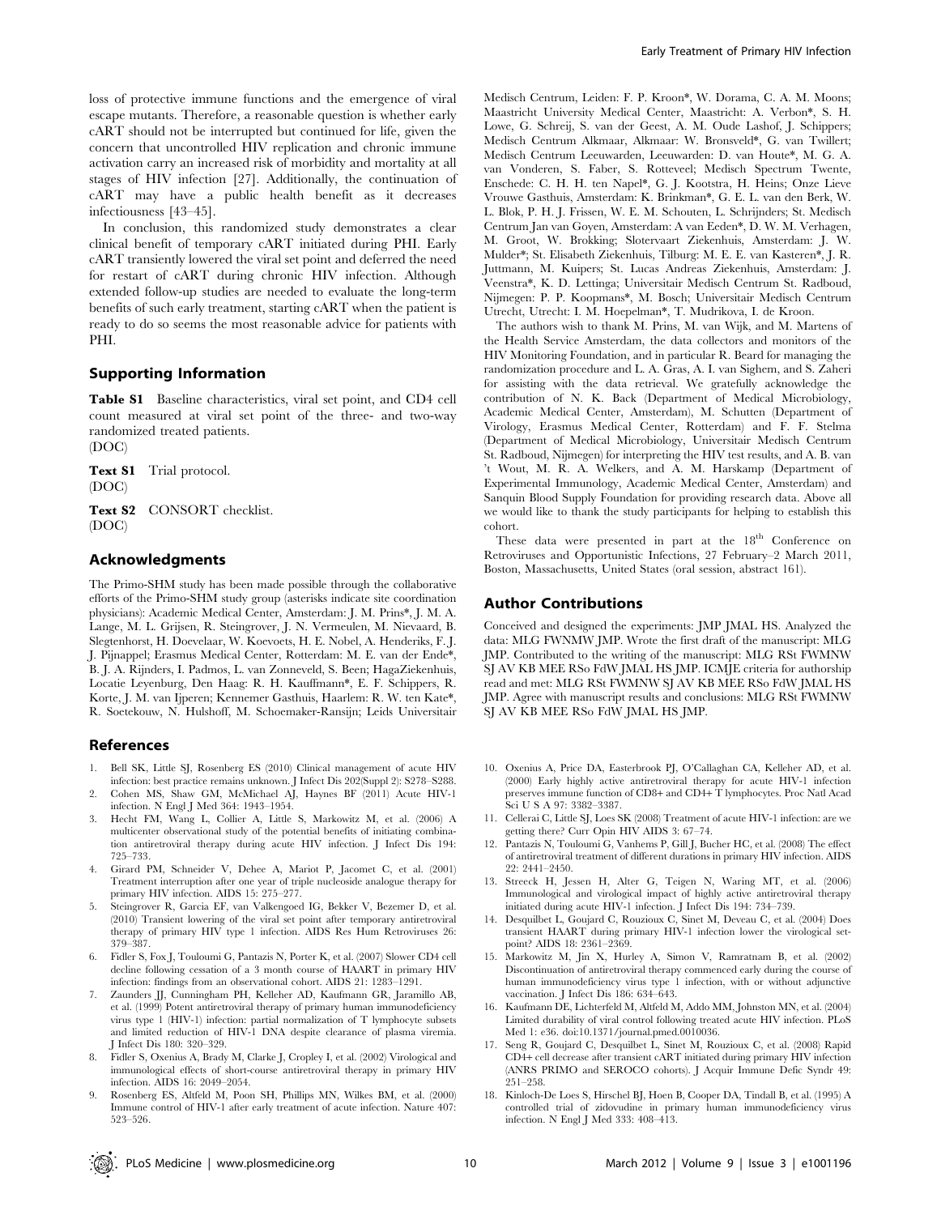loss of protective immune functions and the emergence of viral escape mutants. Therefore, a reasonable question is whether early cART should not be interrupted but continued for life, given the concern that uncontrolled HIV replication and chronic immune activation carry an increased risk of morbidity and mortality at all stages of HIV infection [27]. Additionally, the continuation of cART may have a public health benefit as it decreases infectiousness [43–45].

In conclusion, this randomized study demonstrates a clear clinical benefit of temporary cART initiated during PHI. Early cART transiently lowered the viral set point and deferred the need for restart of cART during chronic HIV infection. Although extended follow-up studies are needed to evaluate the long-term benefits of such early treatment, starting cART when the patient is ready to do so seems the most reasonable advice for patients with PHI.

## Supporting Information

**Table S1** Baseline characteristics, viral set point, and CD4 cell count measured at viral set point of the three- and two-way randomized treated patients.
(DOC)

**Text S1** Trial protocol.
(DOC)

**Text S2** CONSORT checklist.
(DOC)

## Acknowledgments

The Primo-SHM study has been made possible through the collaborative efforts of the Primo-SHM study group (asterisks indicate site coordination physicians): Academic Medical Center, Amsterdam: J. M. Prins*, J. M. A. Lange, M. L. Grijsen, R. Steingrover, J. N. Vermeulen, M. Nievaard, B. Slegtenhorst, H. Doevelaar, W. Koevoets, H. E. Nobel, A. Henderiks, F. J. J. Pijnappel; Erasmus Medical Center, Rotterdam: M. E. van der Ende*, B. J. A. Rijnders, I. Padmos, L. van Zonneveld, S. Been; HagaZiekenhuis, Locatie Leyenburg, Den Haag: R. H. Kauffmann*, E. F. Schippers, R. Korte, J. M. van Ijperen; Kennemer Gasthuis, Haarlem: R. W. ten Kate*, R. Soetekouw, N. Hulshoff, M. Schoemaker-Ransijn; Leids Universitair Medisch Centrum, Leiden: F. P. Kroon*, W. Dorama, C. A. M. Moons; Maastricht University Medical Center, Maastricht: A. Verbon*, S. H. Lowe, G. Schreij, S. van der Geest, A. M. Oude Lashof, J. Schippers; Medisch Centrum Alkmaar, Alkmaar: W. Bronsveld*, G. van Twillert; Medisch Centrum Leeuwarden, Leeuwarden: D. van Houte*, M. G. A. van Vonderen, S. Faber, S. Rotteveel; Medisch Spectrum Twente, Enschede: C. H. H. ten Napel*, G. J. Kootstra, H. Heins; Onze Lieve Vrouwe Gasthuis, Amsterdam: K. Brinkman*, G. E. L. van den Berk, W. L. Blok, P. H. J. Frissen, W. E. M. Schouten, L. Schrijnders; St. Medisch Centrum Jan van Goyen, Amsterdam: A van Eeden*, D. W. M. Verhagen, M. Groot, W. Brokking; Slotervaart Ziekenhuis, Amsterdam: J. W. Mulder*; St. Elisabeth Ziekenhuis, Tilburg: M. E. E. van Kasteren*, J. R. Juttmann, M. Kuipers; St. Lucas Andreas Ziekenhuis, Amsterdam: J. Veenstra*, K. D. Lettinga; Universitair Medisch Centrum St. Radboud, Nijmegen: P. P. Koopmans*, M. Bosch; Universitair Medisch Centrum Utrecht, Utrecht: I. M. Hoepelman*, T. Mudrikova, I. de Kroon.

The authors wish to thank M. Prins, M. van Wijk, and M. Martens of the Health Service Amsterdam, the data collectors and monitors of the HIV Monitoring Foundation, and in particular R. Beard for managing the randomization procedure and L. A. Gras, A. I. van Sighem, and S. Zaheri for assisting with the data retrieval. We gratefully acknowledge the contribution of N. K. Back (Department of Medical Microbiology, Academic Medical Center, Amsterdam), M. Schutten (Department of Virology, Erasmus Medical Center, Rotterdam) and F. F. Stelma (Department of Medical Microbiology, Universitair Medisch Centrum St. Radboud, Nijmegen) for interpreting the HIV test results, and A. B. van 't Wout, M. R. A. Welkers, and A. M. Harskamp (Department of Experimental Immunology, Academic Medical Center, Amsterdam) and Sanquin Blood Supply Foundation for providing research data. Above all we would like to thank the study participants for helping to establish this cohort.

These data were presented in part at the 18th Conference on Retroviruses and Opportunistic Infections, 27 February–2 March 2011, Boston, Massachusetts, United States (oral session, abstract 161).

## Author Contributions

Conceived and designed the experiments: JMP JMAL HS. Analyzed the data: MLG FWNMW JMP. Wrote the first draft of the manuscript: MLG JMP. Contributed to the writing of the manuscript: MLG RSt FWMNW SJ AV KB MEE RSo FdW JMAL HS JMP. ICMJE criteria for authorship read and met: MLG RSt FWMNW SJ AV KB MEE RSo FdW JMAL HS JMP. Agree with manuscript results and conclusions: MLG RSt FWMNW SJ AV KB MEE RSo FdW JMAL HS JMP.

## References

1. Bell SK, Little SJ, Rosenberg ES (2010) Clinical management of acute HIV infection: best practice remains unknown. J Infect Dis 202(Suppl 2): S278–S288.
2. Cohen MS, Shaw GM, McMichael AJ, Haynes BF (2011) Acute HIV-1 infection. N Engl J Med 364: 1943–1954.
3. Hecht FM, Wang L, Collier A, Little S, Markowitz M, et al. (2006) A multicenter observational study of the potential benefits of initiating combination antiretroviral therapy during acute HIV infection. J Infect Dis 194: 725–733.
4. Girard PM, Schneider V, Dehee A, Mariot P, Jacomet C, et al. (2001) Treatment interruption after one year of triple nucleoside analogue therapy for primary HIV infection. AIDS 15: 275–277.
5. Steingrover R, Garcia EF, van Valkengoed IG, Bekker V, Bezemer D, et al. (2010) Transient lowering of the viral set point after temporary antiretroviral therapy of primary HIV type 1 infection. AIDS Res Hum Retroviruses 26: 379–387.
6. Fidler S, Fox J, Touloumi G, Pantazis N, Porter K, et al. (2007) Slower CD4 cell decline following cessation of a 3 month course of HAART in primary HIV infection: findings from an observational cohort. AIDS 21: 1283–1291.
7. Zaunders JJ, Cunningham PH, Kelleher AD, Kaufmann GR, Jaramillo AB, et al. (1999) Potent antiretroviral therapy of primary human immunodeficiency virus type 1 (HIV-1) infection: partial normalization of T lymphocyte subsets and limited reduction of HIV-1 DNA despite clearance of plasma viremia. J Infect Dis 180: 320–329.
8. Fidler S, Oxenius A, Brady M, Clarke J, Cropley I, et al. (2002) Virological and immunological effects of short-course antiretroviral therapy in primary HIV infection. AIDS 16: 2049–2054.
9. Rosenberg ES, Altfeld M, Poon SH, Phillips MN, Wilkes BM, et al. (2000) Immune control of HIV-1 after early treatment of acute infection. Nature 407: 523–526.
10. Oxenius A, Price DA, Easterbrook PJ, O'Callaghan CA, Kelleher AD, et al. (2000) Early highly active antiretroviral therapy for acute HIV-1 infection preserves immune function of CD8+ and CD4+ T lymphocytes. Proc Natl Acad Sci U S A 97: 3382–3387.
11. Cellerai C, Little SJ, Loes SK (2008) Treatment of acute HIV-1 infection: are we getting there? Curr Opin HIV AIDS 3: 67–74.
12. Pantazis N, Touloumi G, Vanhems P, Gill J, Bucher HC, et al. (2008) The effect of antiretroviral treatment of different durations in primary HIV infection. AIDS 22: 2441–2450.
13. Streeck H, Jessen H, Alter G, Teigen N, Waring MT, et al. (2006) Immunological and virological impact of highly active antiretroviral therapy initiated during acute HIV-1 infection. J Infect Dis 194: 734–739.
14. Desquilbet L, Goujard C, Rouzioux C, Sinet M, Deveau C, et al. (2004) Does transient HAART during primary HIV-1 infection lower the virological set-point? AIDS 18: 2361–2369.
15. Markowitz M, Jin X, Hurley A, Simon V, Ramratnam B, et al. (2002) Discontinuation of antiretroviral therapy commenced early during the course of human immunodeficiency virus type 1 infection, with or without adjunctive vaccination. J Infect Dis 186: 634–643.
16. Kaufmann DE, Lichterfeld M, Altfeld M, Addo MM, Johnston MN, et al. (2004) Limited durability of viral control following treated acute HIV infection. PLoS Med 1: e36. doi:10.1371/journal.pmed.0010036.
17. Seng R, Goujard C, Desquilbet L, Sinet M, Rouzioux C, et al. (2008) Rapid CD4+ cell decrease after transient cART initiated during primary HIV infection (ANRS PRIMO and SEROCO cohorts). J Acquir Immune Defic Syndr 49: 251–258.
18. Kinloch-De Loes S, Hirschel BJ, Hoen B, Cooper DA, Tindall B, et al. (1995) A controlled trial of zidovudine in primary human immunodeficiency virus infection. N Engl J Med 333: 408–413.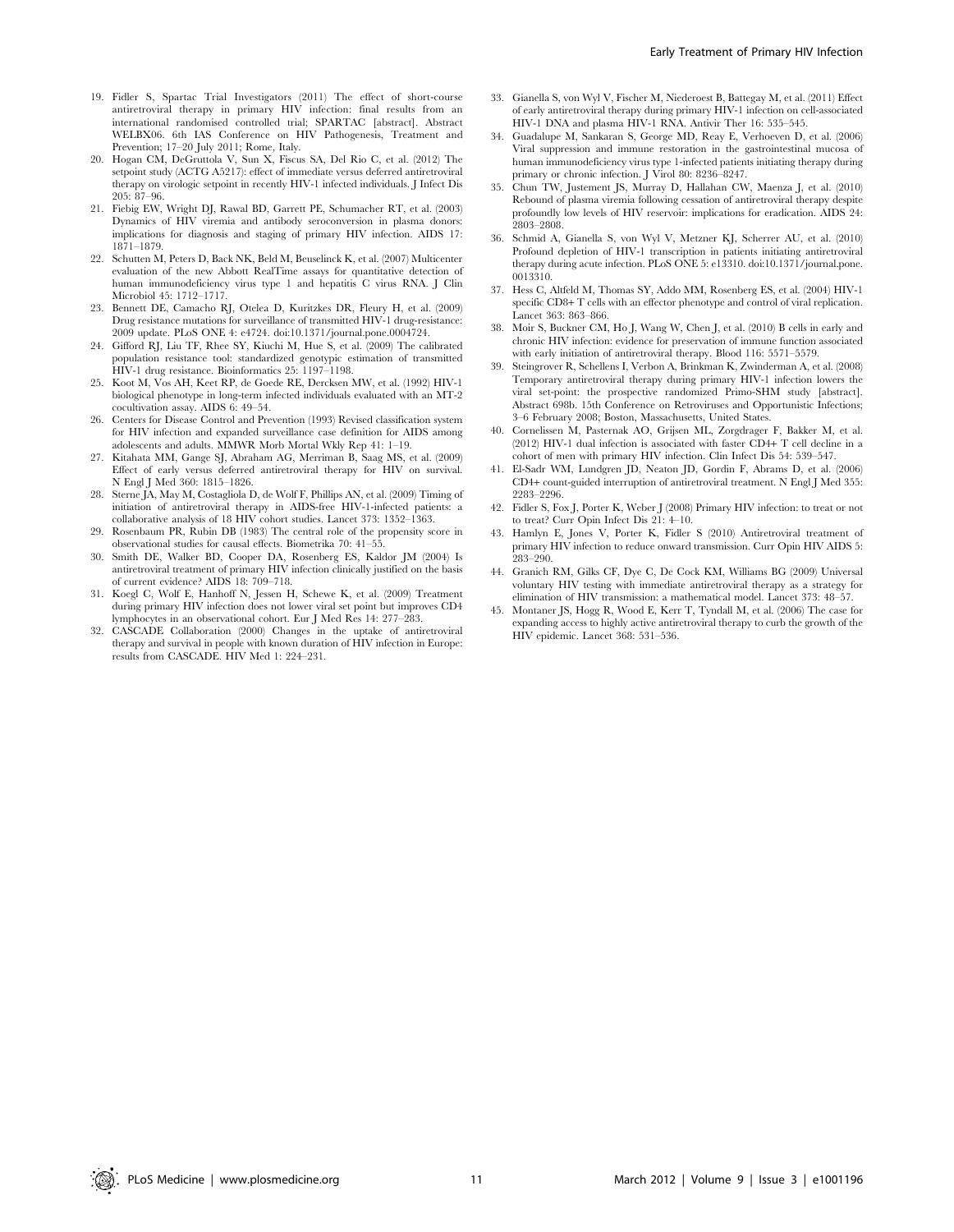19. Fidler S, Spartac Trial Investigators (2011) The effect of short-course antiretroviral therapy in primary HIV infection: final results from an international randomised controlled trial; SPARTAC [abstract]. Abstract WELBX06. 6th IAS Conference on HIV Pathogenesis, Treatment and Prevention; 17–20 July 2011; Rome, Italy.
20. Hogan CM, DeGruttola V, Sun X, Fiscus SA, Del Rio C, et al. (2012) The setpoint study (ACTG A5217): effect of immediate versus deferred antiretroviral therapy on virologic setpoint in recently HIV-1 infected individuals. J Infect Dis 205: 87–96.
21. Fiebig EW, Wright DJ, Rawal BD, Garrett PE, Schumacher RT, et al. (2003) Dynamics of HIV viremia and antibody seroconversion in plasma donors: implications for diagnosis and staging of primary HIV infection. AIDS 17: 1871–1879.
22. Schutten M, Peters D, Back NK, Beld M, Beuselinck K, et al. (2007) Multicenter evaluation of the new Abbott RealTime assays for quantitative detection of human immunodeficiency virus type 1 and hepatitis C virus RNA. J Clin Microbiol 45: 1712–1717.
23. Bennett DE, Camacho RJ, Otelea D, Kuritzkes DR, Fleury H, et al. (2009) Drug resistance mutations for surveillance of transmitted HIV-1 drug-resistance: 2009 update. PLoS ONE 4: e4724. doi:10.1371/journal.pone.0004724.
24. Gifford RJ, Liu TF, Rhee SY, Kiuchi M, Hue S, et al. (2009) The calibrated population resistance tool: standardized genotypic estimation of transmitted HIV-1 drug resistance. Bioinformatics 25: 1197–1198.
25. Koot M, Vos AH, Keet RP, de Goede RE, Dercksen MW, et al. (1992) HIV-1 biological phenotype in long-term infected individuals evaluated with an MT-2 cocultivation assay. AIDS 6: 49–54.
26. Centers for Disease Control and Prevention (1993) Revised classification system for HIV infection and expanded surveillance case definition for AIDS among adolescents and adults. MMWR Morb Mortal Wkly Rep 41: 1–19.
27. Kitahata MM, Gange SJ, Abraham AG, Merriman B, Saag MS, et al. (2009) Effect of early versus deferred antiretroviral therapy for HIV on survival. N Engl J Med 360: 1815–1826.
28. Sterne JA, May M, Costagliola D, de Wolf F, Phillips AN, et al. (2009) Timing of initiation of antiretroviral therapy in AIDS-free HIV-1-infected patients: a collaborative analysis of 18 HIV cohort studies. Lancet 373: 1352–1363.
29. Rosenbaum PR, Rubin DB (1983) The central role of the propensity score in observational studies for causal effects. Biometrika 70: 41–55.
30. Smith DE, Walker BD, Cooper DA, Rosenberg ES, Kaldor JM (2004) Is antiretroviral treatment of primary HIV infection clinically justified on the basis of current evidence? AIDS 18: 709–718.
31. Koegl C, Wolf E, Hanhoff N, Jessen H, Schewe K, et al. (2009) Treatment during primary HIV infection does not lower viral set point but improves CD4 lymphocytes in an observational cohort. Eur J Med Res 14: 277–283.
32. CASCADE Collaboration (2000) Changes in the uptake of antiretroviral therapy and survival in people with known duration of HIV infection in Europe: results from CASCADE. HIV Med 1: 224–231.
33. Gianella S, von Wyl V, Fischer M, Niederoest B, Battegay M, et al. (2011) Effect of early antiretroviral therapy during primary HIV-1 infection on cell-associated HIV-1 DNA and plasma HIV-1 RNA. Antivir Ther 16: 535–545.
34. Guadalupe M, Sankaran S, George MD, Reay E, Verhoeven D, et al. (2006) Viral suppression and immune restoration in the gastrointestinal mucosa of human immunodeficiency virus type 1-infected patients initiating therapy during primary or chronic infection. J Virol 80: 8236–8247.
35. Chun TW, Justement JS, Murray D, Hallahan CW, Maenza J, et al. (2010) Rebound of plasma viremia following cessation of antiretroviral therapy despite profoundly low levels of HIV reservoir: implications for eradication. AIDS 24: 2803–2808.
36. Schmid A, Gianella S, von Wyl V, Metzner KJ, Scherrer AU, et al. (2010) Profound depletion of HIV-1 transcription in patients initiating antiretroviral therapy during acute infection. PLoS ONE 5: e13310. doi:10.1371/journal.pone.0013310.
37. Hess C, Altfeld M, Thomas SY, Addo MM, Rosenberg ES, et al. (2004) HIV-1 specific CD8+ T cells with an effector phenotype and control of viral replication. Lancet 363: 863–866.
38. Moir S, Buckner CM, Ho J, Wang W, Chen J, et al. (2010) B cells in early and chronic HIV infection: evidence for preservation of immune function associated with early initiation of antiretroviral therapy. Blood 116: 5571–5579.
39. Steingrover R, Schellens I, Verbon A, Brinkman K, Zwinderman A, et al. (2008) Temporary antiretroviral therapy during primary HIV-1 infection lowers the viral set-point: the prospective randomized Primo-SHM study [abstract]. Abstract 698b. 15th Conference on Retroviruses and Opportunistic Infections; 3–6 February 2008; Boston, Massachusetts, United States.
40. Cornelissen M, Pasternak AO, Grijsen ML, Zorgdrager F, Bakker M, et al. (2012) HIV-1 dual infection is associated with faster CD4+ T cell decline in a cohort of men with primary HIV infection. Clin Infect Dis 54: 539–547.
41. El-Sadr WM, Lundgren JD, Neaton JD, Gordin F, Abrams D, et al. (2006) CD4+ count-guided interruption of antiretroviral treatment. N Engl J Med 355: 2283–2296.
42. Fidler S, Fox J, Porter K, Weber J (2008) Primary HIV infection: to treat or not to treat? Curr Opin Infect Dis 21: 4–10.
43. Hamlyn E, Jones V, Porter K, Fidler S (2010) Antiretroviral treatment of primary HIV infection to reduce onward transmission. Curr Opin HIV AIDS 5: 283–290.
44. Granich RM, Gilks CF, Dye C, De Cock KM, Williams BG (2009) Universal voluntary HIV testing with immediate antiretroviral therapy as a strategy for elimination of HIV transmission: a mathematical model. Lancet 373: 48–57.
45. Montaner JS, Hogg R, Wood E, Kerr T, Tyndall M, et al. (2006) The case for expanding access to highly active antiretroviral therapy to curb the growth of the HIV epidemic. Lancet 368: 531–536.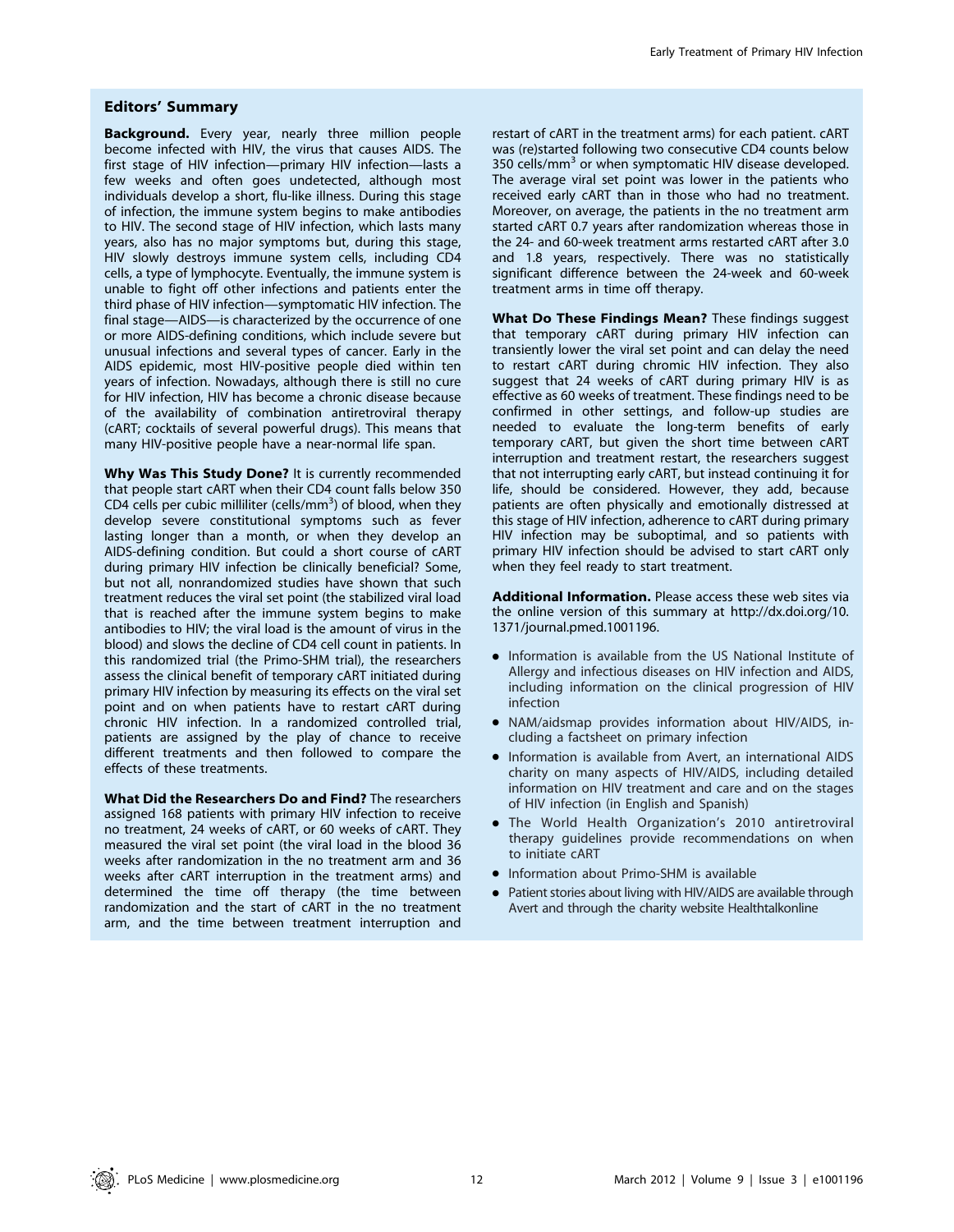## Editors' Summary

**Background.** Every year, nearly three million people become infected with HIV, the virus that causes AIDS. The first stage of HIV infection—primary HIV infection—lasts a few weeks and often goes undetected, although most individuals develop a short, flu-like illness. During this stage of infection, the immune system begins to make antibodies to HIV. The second stage of HIV infection, which lasts many years, also has no major symptoms but, during this stage, HIV slowly destroys immune system cells, including CD4 cells, a type of lymphocyte. Eventually, the immune system is unable to fight off other infections and patients enter the third phase of HIV infection—symptomatic HIV infection. The final stage—AIDS—is characterized by the occurrence of one or more AIDS-defining conditions, which include severe but unusual infections and several types of cancer. Early in the AIDS epidemic, most HIV-positive people died within ten years of infection. Nowadays, although there is still no cure for HIV infection, HIV has become a chronic disease because of the availability of combination antiretroviral therapy (cART; cocktails of several powerful drugs). This means that many HIV-positive people have a near-normal life span.

**Why Was This Study Done?** It is currently recommended that people start cART when their CD4 count falls below 350 CD4 cells per cubic milliliter (cells/mm$^3$) of blood, when they develop severe constitutional symptoms such as fever lasting longer than a month, or when they develop an AIDS-defining condition. But could a short course of cART during primary HIV infection be clinically beneficial? Some, but not all, nonrandomized studies have shown that such treatment reduces the viral set point (the stabilized viral load that is reached after the immune system begins to make antibodies to HIV; the viral load is the amount of virus in the blood) and slows the decline of CD4 cell count in patients. In this randomized trial (the Primo-SHM trial), the researchers assess the clinical benefit of temporary cART initiated during primary HIV infection by measuring its effects on the viral set point and on when patients have to restart cART during chronic HIV infection. In a randomized controlled trial, patients are assigned by the play of chance to receive different treatments and then followed to compare the effects of these treatments.

**What Did the Researchers Do and Find?** The researchers assigned 168 patients with primary HIV infection to receive no treatment, 24 weeks of cART, or 60 weeks of cART. They measured the viral set point (the viral load in the blood 36 weeks after randomization in the no treatment arm and 36 weeks after cART interruption in the treatment arms) and determined the time off therapy (the time between randomization and the start of cART in the no treatment arm, and the time between treatment interruption and restart of cART in the treatment arms) for each patient. cART was (re)started following two consecutive CD4 counts below 350 cells/mm$^3$ or when symptomatic HIV disease developed. The average viral set point was lower in the patients who received early cART than in those who had no treatment. Moreover, on average, the patients in the no treatment arm started cART 0.7 years after randomization whereas those in the 24- and 60-week treatment arms restarted cART after 3.0 and 1.8 years, respectively. There was no statistically significant difference between the 24-week and 60-week treatment arms in time off therapy.

**What Do These Findings Mean?** These findings suggest that temporary cART during primary HIV infection can transiently lower the viral set point and can delay the need to restart cART during chromic HIV infection. They also suggest that 24 weeks of cART during primary HIV is as effective as 60 weeks of treatment. These findings need to be confirmed in other settings, and follow-up studies are needed to evaluate the long-term benefits of early temporary cART, but given the short time between cART interruption and treatment restart, the researchers suggest that not interrupting early cART, but instead continuing it for life, should be considered. However, they add, because patients are often physically and emotionally distressed at this stage of HIV infection, adherence to cART during primary HIV infection may be suboptimal, and so patients with primary HIV infection should be advised to start cART only when they feel ready to start treatment.

**Additional Information.** Please access these web sites via the online version of this summary at http://dx.doi.org/10.1371/journal.pmed.1001196.

- Information is available from the US National Institute of Allergy and infectious diseases on HIV infection and AIDS, including information on the clinical progression of HIV infection
- NAM/aidsmap provides information about HIV/AIDS, including a factsheet on primary infection
- Information is available from Avert, an international AIDS charity on many aspects of HIV/AIDS, including detailed information on HIV treatment and care and on the stages of HIV infection (in English and Spanish)
- The World Health Organization's 2010 antiretroviral therapy guidelines provide recommendations on when to initiate cART
- Information about Primo-SHM is available
- Patient stories about living with HIV/AIDS are available through Avert and through the charity website Healthtalkonline